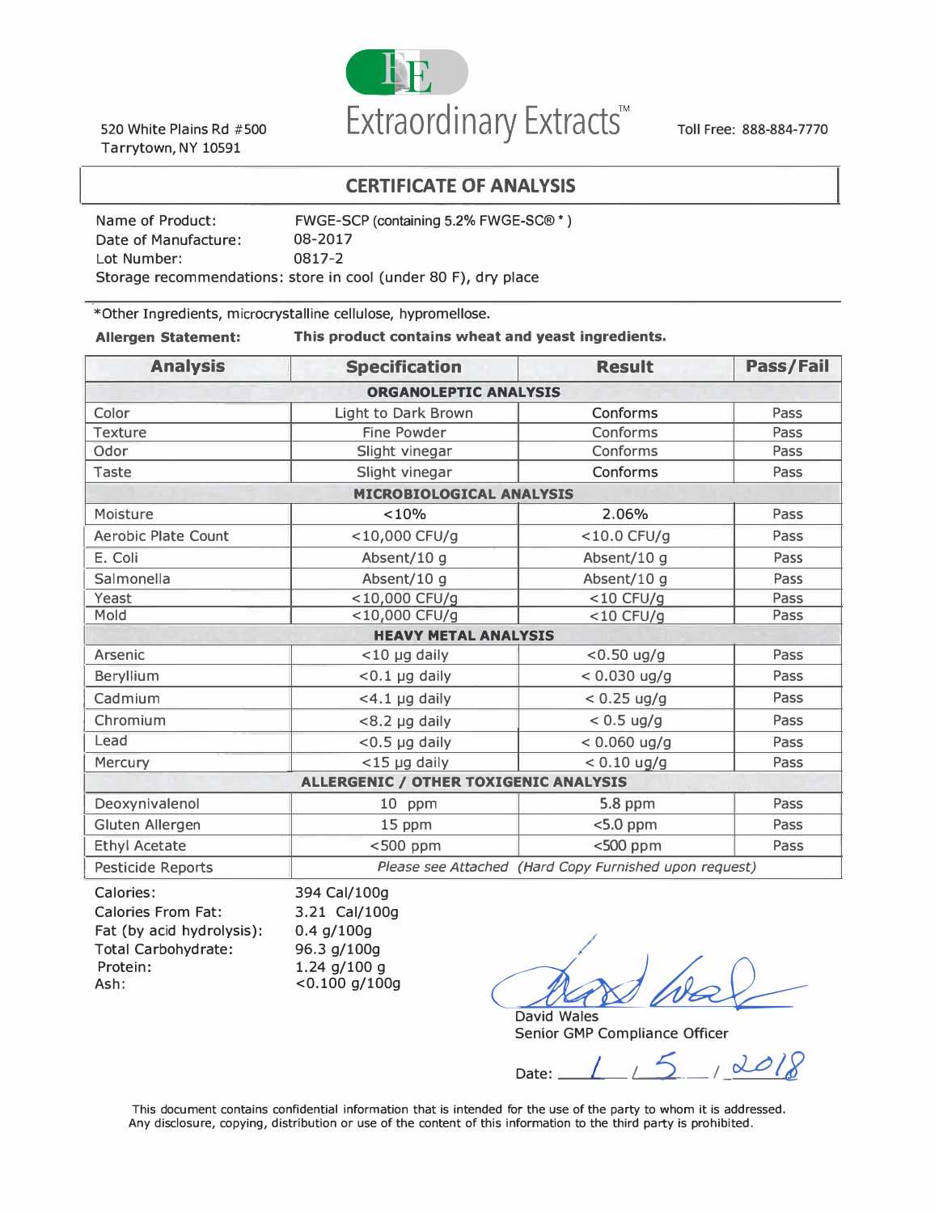520 White Plains Rd #500
Tarrytown, NY 10591

Extraordinary Extracts™

Toll Free: 888-884-7770

# CERTIFICATE OF ANALYSIS

Name of Product: FWGE-SCP (containing 5.2% FWGE-SC® * )
Date of Manufacture: 08-2017
Lot Number: 0817-2
Storage recommendations: store in cool (under 80 F), dry place

*Other Ingredients, microcrystalline cellulose, hypromellose.

**Allergen Statement:** **This product contains wheat and yeast ingredients.**

| Analysis | Specification | Result | Pass/Fail |
|---|---|---|---|
| **ORGANOLEPTIC ANALYSIS** | | | |
| Color | Light to Dark Brown | Conforms | Pass |
| Texture | Fine Powder | Conforms | Pass |
| Odor | Slight vinegar | Conforms | Pass |
| Taste | Slight vinegar | Conforms | Pass |
| **MICROBIOLOGICAL ANALYSIS** | | | |
| Moisture | <10% | 2.06% | Pass |
| Aerobic Plate Count | <10,000 CFU/g | <10.0 CFU/g | Pass |
| E. Coli | Absent/10 g | Absent/10 g | Pass |
| Salmonella | Absent/10 g | Absent/10 g | Pass |
| Yeast | <10,000 CFU/g | <10 CFU/g | Pass |
| Mold | <10,000 CFU/g | <10 CFU/g | Pass |
| **HEAVY METAL ANALYSIS** | | | |
| Arsenic | <10 µg daily | <0.50 ug/g | Pass |
| Beryllium | <0.1 µg daily | < 0.030 ug/g | Pass |
| Cadmium | <4.1 µg daily | < 0.25 ug/g | Pass |
| Chromium | <8.2 µg daily | < 0.5 ug/g | Pass |
| Lead | <0.5 µg daily | < 0.060 ug/g | Pass |
| Mercury | <15 µg daily | < 0.10 ug/g | Pass |
| **ALLERGENIC / OTHER TOXIGENIC ANALYSIS** | | | |
| Deoxynivalenol | 10 ppm | 5.8 ppm | Pass |
| Gluten Allergen | 15 ppm | <5.0 ppm | Pass |
| Ethyl Acetate | <500 ppm | <500 ppm | Pass |
| Pesticide Reports | *Please see Attached (Hard Copy Furnished upon request)* | | |

Calories: 394 Cal/100g
Calories From Fat: 3.21 Cal/100g
Fat (by acid hydrolysis): 0.4 g/100g
Total Carbohydrate: 96.3 g/100g
Protein: 1.24 g/100 g
Ash: <0.100 g/100g

David Wales
Senior GMP Compliance Officer

Date: 1 / 5 / 2018

This document contains confidential information that is intended for the use of the party to whom it is addressed. Any disclosure, copying, distribution or use of the content of this information to the third party is prohibited.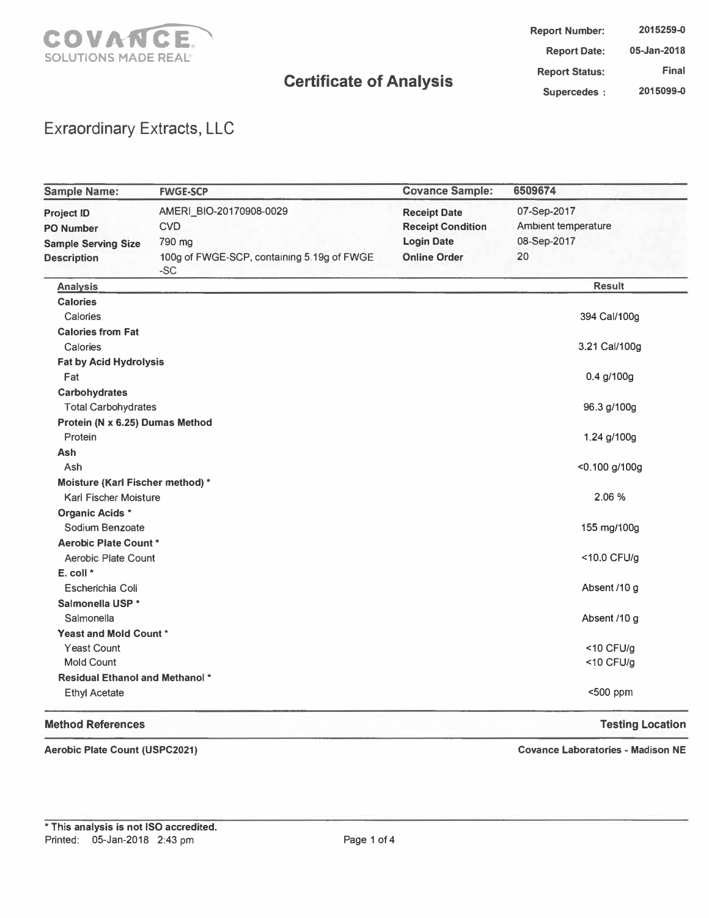**COVANCE.**
SOLUTIONS MADE REAL

# Certificate of Analysis

| | |
|---|---|
| **Report Number:** | 2015259-0 |
| **Report Date:** | 05-Jan-2018 |
| **Report Status:** | Final |
| **Supercedes :** | 2015099-0 |

## Exraordinary Extracts, LLC

| **Sample Name:** | **FWGE-SCP** | **Covance Sample:** | **6509674** |
|---|---|---|---|
| **Project ID** | AMERI_BIO-20170908-0029 | **Receipt Date** | 07-Sep-2017 |
| **PO Number** | CVD | **Receipt Condition** | Ambient temperature |
| **Sample Serving Size** | 790 mg | **Login Date** | 08-Sep-2017 |
| **Description** | 100g of FWGE-SCP, containing 5.19g of FWGE -SC | **Online Order** | 20 |

| Analysis | Result |
|---|---|
| **Calories** | |
| Calories | 394 Cal/100g |
| **Calories from Fat** | |
| Calories | 3.21 Cal/100g |
| **Fat by Acid Hydrolysis** | |
| Fat | 0.4 g/100g |
| **Carbohydrates** | |
| Total Carbohydrates | 96.3 g/100g |
| **Protein (N x 6.25) Dumas Method** | |
| Protein | 1.24 g/100g |
| **Ash** | |
| Ash | <0.100 g/100g |
| **Moisture (Karl Fischer method) *** | |
| Karl Fischer Moisture | 2.06 % |
| **Organic Acids *** | |
| Sodium Benzoate | 155 mg/100g |
| **Aerobic Plate Count *** | |
| Aerobic Plate Count | <10.0 CFU/g |
| **E. coli *** | |
| Escherichia Coli | Absent /10 g |
| **Salmonella USP *** | |
| Salmonella | Absent /10 g |
| **Yeast and Mold Count *** | |
| Yeast Count | <10 CFU/g |
| Mold Count | <10 CFU/g |
| **Residual Ethanol and Methanol *** | |
| Ethyl Acetate | <500 ppm |

| **Method References** | **Testing Location** |
|---|---|
| **Aerobic Plate Count (USPC2021)** | **Covance Laboratories - Madison NE** |

**\* This analysis is not ISO accredited.**
Printed: 05-Jan-2018 2:43 pm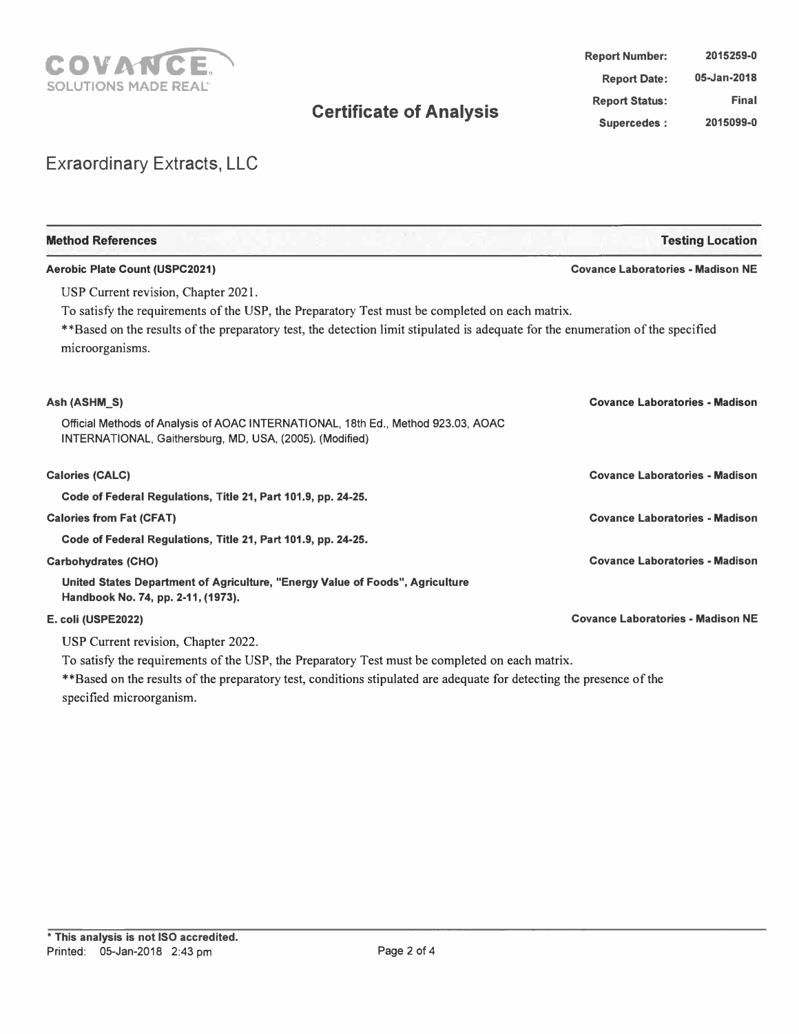COVANCE
SOLUTIONS MADE REAL

# Certificate of Analysis

| | |
|---|---|
| **Report Number:** | **2015259-0** |
| **Report Date:** | **05-Jan-2018** |
| **Report Status:** | **Final** |
| **Supercedes :** | **2015099-0** |

## Exraordinary Extracts, LLC

| **Method References** | **Testing Location** |
|---|---|
| **Aerobic Plate Count (USPC2021)** | **Covance Laboratories - Madison NE** |

USP Current revision, Chapter 2021.

To satisfy the requirements of the USP, the Preparatory Test must be completed on each matrix.

**Based on the results of the preparatory test, the detection limit stipulated is adequate for the enumeration of the specified microorganisms.

| | |
|---|---|
| **Ash (ASHM_S)** | **Covance Laboratories - Madison** |

Official Methods of Analysis of AOAC INTERNATIONAL, 18th Ed., Method 923.03, AOAC INTERNATIONAL, Gaithersburg, MD, USA, (2005). (Modified)

| | |
|---|---|
| **Calories (CALC)** | **Covance Laboratories - Madison** |

**Code of Federal Regulations, Title 21, Part 101.9, pp. 24-25.**

| | |
|---|---|
| **Calories from Fat (CFAT)** | **Covance Laboratories - Madison** |

**Code of Federal Regulations, Title 21, Part 101.9, pp. 24-25.**

| | |
|---|---|
| **Carbohydrates (CHO)** | **Covance Laboratories - Madison** |

**United States Department of Agriculture, "Energy Value of Foods", Agriculture Handbook No. 74, pp. 2-11, (1973).**

| | |
|---|---|
| **E. coli (USPE2022)** | **Covance Laboratories - Madison NE** |

USP Current revision, Chapter 2022.

To satisfy the requirements of the USP, the Preparatory Test must be completed on each matrix.

**Based on the results of the preparatory test, conditions stipulated are adequate for detecting the presence of the specified microorganism.

**\* This analysis is not ISO accredited.**

Printed: 05-Jan-2018 2:43 pm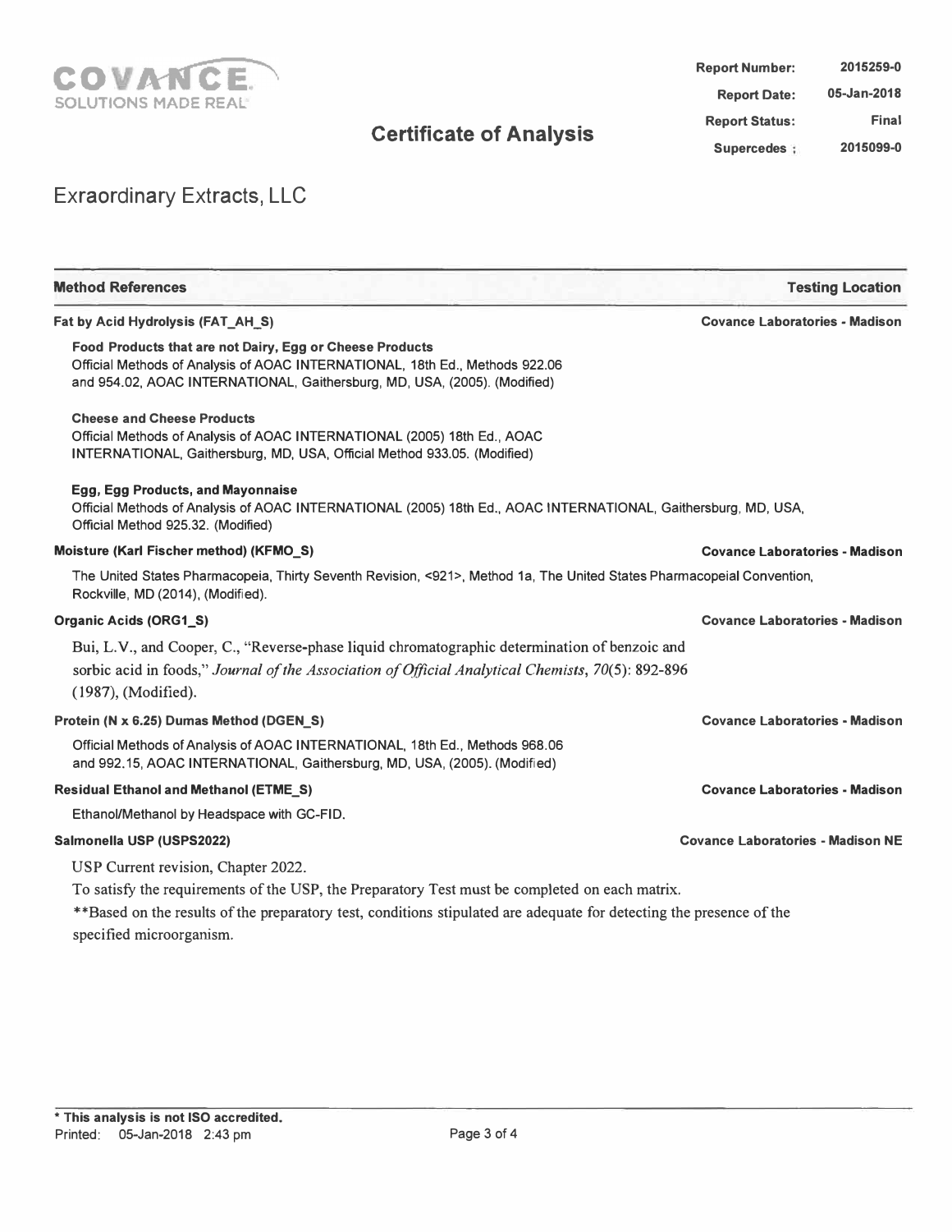# Certificate of Analysis

**Report Number:** 2015259-0
**Report Date:** 05-Jan-2018
**Report Status:** Final
**Supercedes :** 2015099-0

## Exraordinary Extracts, LLC

| Method References | Testing Location |
|---|---|
| **Fat by Acid Hydrolysis (FAT_AH_S)** | **Covance Laboratories - Madison** |

**Food Products that are not Dairy, Egg or Cheese Products**
Official Methods of Analysis of AOAC INTERNATIONAL, 18th Ed., Methods 922.06 and 954.02, AOAC INTERNATIONAL, Gaithersburg, MD, USA, (2005). (Modified)

**Cheese and Cheese Products**
Official Methods of Analysis of AOAC INTERNATIONAL (2005) 18th Ed., AOAC INTERNATIONAL, Gaithersburg, MD, USA, Official Method 933.05. (Modified)

**Egg, Egg Products, and Mayonnaise**
Official Methods of Analysis of AOAC INTERNATIONAL (2005) 18th Ed., AOAC INTERNATIONAL, Gaithersburg, MD, USA, Official Method 925.32. (Modified)

**Moisture (Karl Fischer method) (KFMO_S)** — **Covance Laboratories - Madison**

The United States Pharmacopeia, Thirty Seventh Revision, <921>, Method 1a, The United States Pharmacopeial Convention, Rockville, MD (2014), (Modified).

**Organic Acids (ORG1_S)** — **Covance Laboratories - Madison**

Bui, L.V., and Cooper, C., "Reverse-phase liquid chromatographic determination of benzoic and sorbic acid in foods," *Journal of the Association of Official Analytical Chemists*, *70*(5): 892-896 (1987), (Modified).

**Protein (N x 6.25) Dumas Method (DGEN_S)** — **Covance Laboratories - Madison**

Official Methods of Analysis of AOAC INTERNATIONAL, 18th Ed., Methods 968.06 and 992.15, AOAC INTERNATIONAL, Gaithersburg, MD, USA, (2005). (Modified)

**Residual Ethanol and Methanol (ETME_S)** — **Covance Laboratories - Madison**

Ethanol/Methanol by Headspace with GC-FID.

**Salmonella USP (USPS2022)** — **Covance Laboratories - Madison NE**

USP Current revision, Chapter 2022.

To satisfy the requirements of the USP, the Preparatory Test must be completed on each matrix.

**Based on the results of the preparatory test, conditions stipulated are adequate for detecting the presence of the specified microorganism.

**\* This analysis is not ISO accredited.**
Printed: 05-Jan-2018 2:43 pm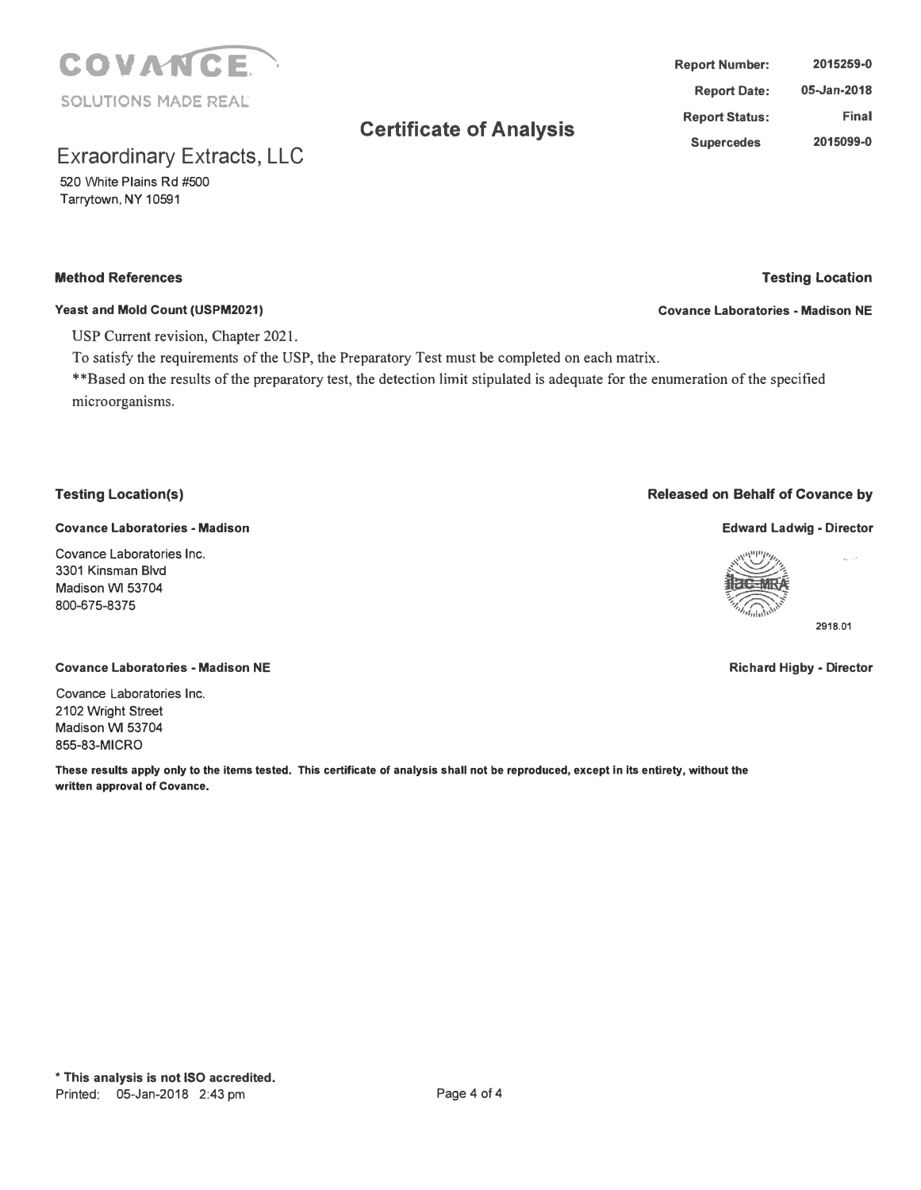**COVANCE**

SOLUTIONS MADE REAL

# Certificate of Analysis

| | |
|---|---|
| **Report Number:** | **2015259-0** |
| **Report Date:** | **05-Jan-2018** |
| **Report Status:** | **Final** |
| **Supercedes** | **2015099-0** |

## Exraordinary Extracts, LLC

520 White Plains Rd #500
Tarrytown, NY 10591

**Method References** | **Testing Location**

**Yeast and Mold Count (USPM2021)** | **Covance Laboratories - Madison NE**

USP Current revision, Chapter 2021.

To satisfy the requirements of the USP, the Preparatory Test must be completed on each matrix.

**Based on the results of the preparatory test, the detection limit stipulated is adequate for the enumeration of the specified microorganisms.

**Testing Location(s)**

**Covance Laboratories - Madison**

Covance Laboratories Inc.
3301 Kinsman Blvd
Madison WI 53704
800-675-8375

**Covance Laboratories - Madison NE**

Covance Laboratories Inc.
2102 Wright Street
Madison WI 53704
855-83-MICRO

**Released on Behalf of Covance by**

**Edward Ladwig - Director**

2918.01

**Richard Higby - Director**

**These results apply only to the items tested. This certificate of analysis shall not be reproduced, except in its entirety, without the written approval of Covance.**

**\* This analysis is not ISO accredited.**

Printed: 05-Jan-2018 2:43 pm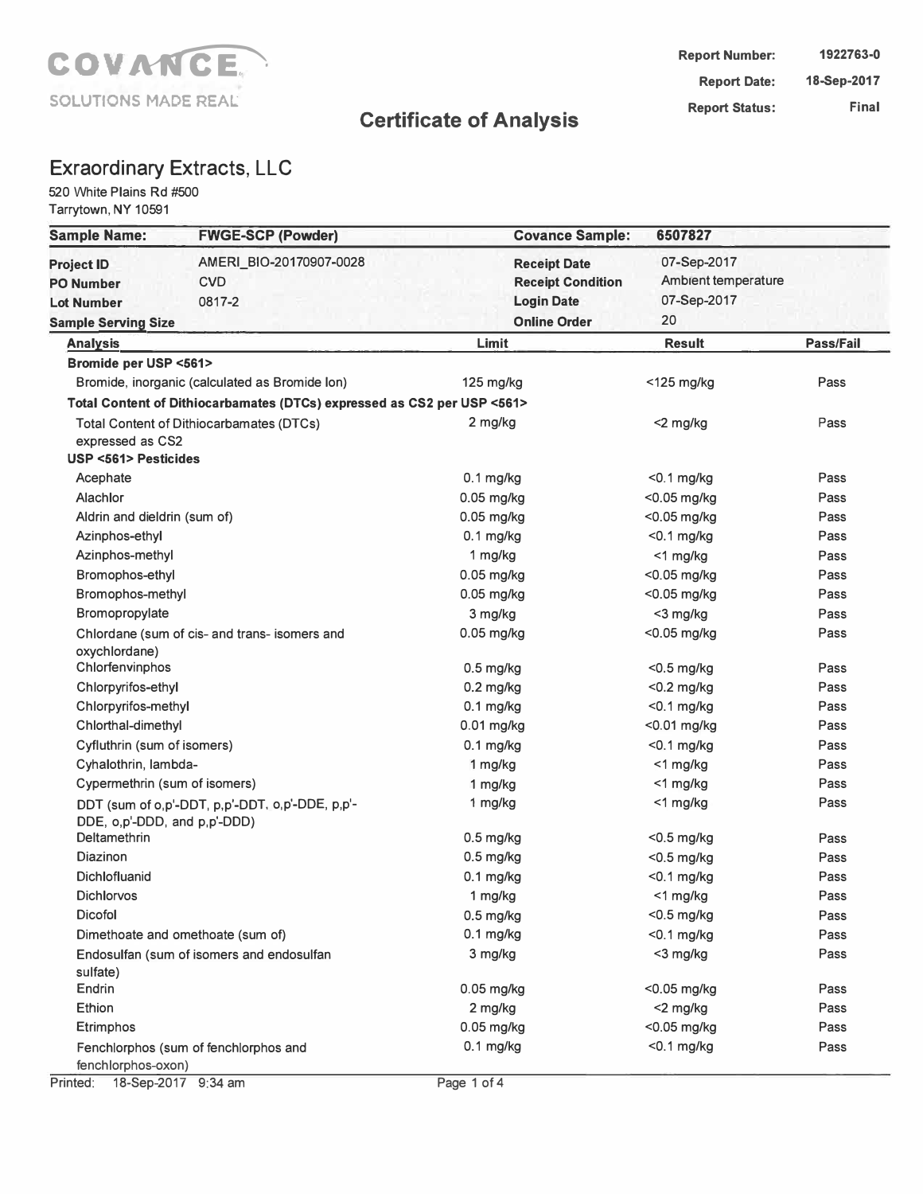COVANCE
SOLUTIONS MADE REAL

**Report Number:** 1922763-0
**Report Date:** 18-Sep-2017
**Report Status:** Final

# Certificate of Analysis

## Exraordinary Extracts, LLC

520 White Plains Rd #500
Tarrytown, NY 10591

| | | | |
|---|---|---|---|
| **Sample Name:** | **FWGE-SCP (Powder)** | **Covance Sample:** | **6507827** |
| **Project ID** | AMERI_BIO-20170907-0028 | **Receipt Date** | 07-Sep-2017 |
| **PO Number** | CVD | **Receipt Condition** | Ambient temperature |
| **Lot Number** | 0817-2 | **Login Date** | 07-Sep-2017 |
| **Sample Serving Size** | | **Online Order** | 20 |

| Analysis | Limit | Result | Pass/Fail |
|---|---|---|---|
| **Bromide per USP <561>** | | | |
| Bromide, inorganic (calculated as Bromide Ion) | 125 mg/kg | <125 mg/kg | Pass |
| **Total Content of Dithiocarbamates (DTCs) expressed as CS2 per USP <561>** | | | |
| Total Content of Dithiocarbamates (DTCs) expressed as CS2 | 2 mg/kg | <2 mg/kg | Pass |
| **USP <561> Pesticides** | | | |
| Acephate | 0.1 mg/kg | <0.1 mg/kg | Pass |
| Alachlor | 0.05 mg/kg | <0.05 mg/kg | Pass |
| Aldrin and dieldrin (sum of) | 0.05 mg/kg | <0.05 mg/kg | Pass |
| Azinphos-ethyl | 0.1 mg/kg | <0.1 mg/kg | Pass |
| Azinphos-methyl | 1 mg/kg | <1 mg/kg | Pass |
| Bromophos-ethyl | 0.05 mg/kg | <0.05 mg/kg | Pass |
| Bromophos-methyl | 0.05 mg/kg | <0.05 mg/kg | Pass |
| Bromopropylate | 3 mg/kg | <3 mg/kg | Pass |
| Chlordane (sum of cis- and trans- isomers and oxychlordane) | 0.05 mg/kg | <0.05 mg/kg | Pass |
| Chlorfenvinphos | 0.5 mg/kg | <0.5 mg/kg | Pass |
| Chlorpyrifos-ethyl | 0.2 mg/kg | <0.2 mg/kg | Pass |
| Chlorpyrifos-methyl | 0.1 mg/kg | <0.1 mg/kg | Pass |
| Chlorthal-dimethyl | 0.01 mg/kg | <0.01 mg/kg | Pass |
| Cyfluthrin (sum of isomers) | 0.1 mg/kg | <0.1 mg/kg | Pass |
| Cyhalothrin, lambda- | 1 mg/kg | <1 mg/kg | Pass |
| Cypermethrin (sum of isomers) | 1 mg/kg | <1 mg/kg | Pass |
| DDT (sum of o,p'-DDT, p,p'-DDT, o,p'-DDE, p,p'-DDE, o,p'-DDD, and p,p'-DDD) | 1 mg/kg | <1 mg/kg | Pass |
| Deltamethrin | 0.5 mg/kg | <0.5 mg/kg | Pass |
| Diazinon | 0.5 mg/kg | <0.5 mg/kg | Pass |
| Dichlofluanid | 0.1 mg/kg | <0.1 mg/kg | Pass |
| Dichlorvos | 1 mg/kg | <1 mg/kg | Pass |
| Dicofol | 0.5 mg/kg | <0.5 mg/kg | Pass |
| Dimethoate and omethoate (sum of) | 0.1 mg/kg | <0.1 mg/kg | Pass |
| Endosulfan (sum of isomers and endosulfan sulfate) | 3 mg/kg | <3 mg/kg | Pass |
| Endrin | 0.05 mg/kg | <0.05 mg/kg | Pass |
| Ethion | 2 mg/kg | <2 mg/kg | Pass |
| Etrimphos | 0.05 mg/kg | <0.05 mg/kg | Pass |
| Fenchlorphos (sum of fenchlorphos and fenchlorphos-oxon) | 0.1 mg/kg | <0.1 mg/kg | Pass |

Printed: 18-Sep-2017 9:34 am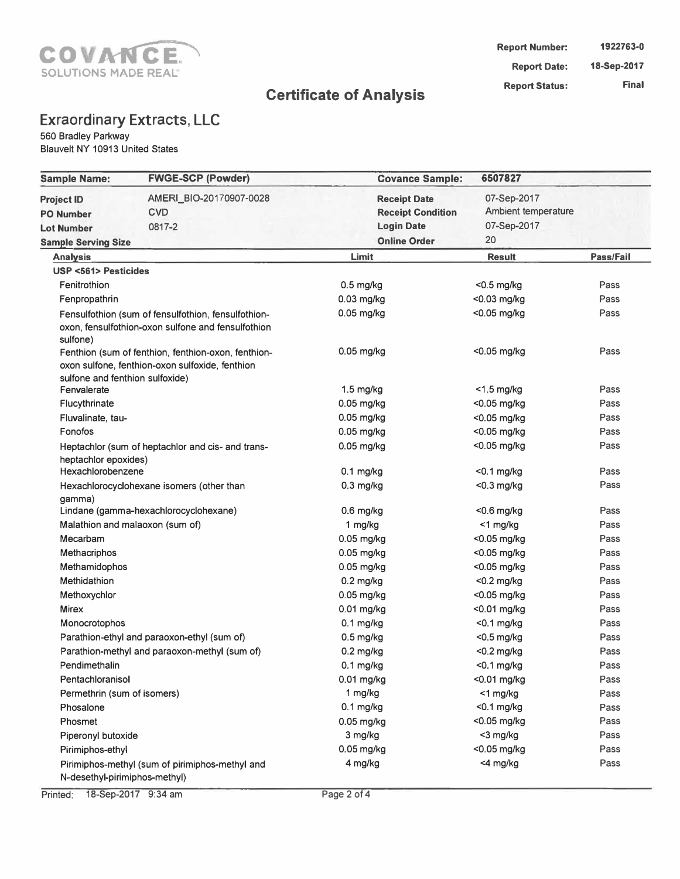COVANCE
SOLUTIONS MADE REAL

| | |
|---|---|
| **Report Number:** | 1922763-0 |
| **Report Date:** | 18-Sep-2017 |
| **Report Status:** | Final |

# Certificate of Analysis

## Exraordinary Extracts, LLC

560 Bradley Parkway
Blauvelt NY 10913 United States

| | | | |
|---|---|---|---|
| **Sample Name:** | **FWGE-SCP (Powder)** | **Covance Sample:** | **6507827** |
| **Project ID** | AMERI_BIO-20170907-0028 | **Receipt Date** | 07-Sep-2017 |
| **PO Number** | CVD | **Receipt Condition** | Ambient temperature |
| **Lot Number** | 0817-2 | **Login Date** | 07-Sep-2017 |
| **Sample Serving Size** | | **Online Order** | 20 |

| Analysis | Limit | Result | Pass/Fail |
|---|---|---|---|
| **USP <561> Pesticides** | | | |
| Fenitrothion | 0.5 mg/kg | <0.5 mg/kg | Pass |
| Fenpropathrin | 0.03 mg/kg | <0.03 mg/kg | Pass |
| Fensulfothion (sum of fensulfothion, fensulfothion-oxon, fensulfothion-oxon sulfone and fensulfothion sulfone) | 0.05 mg/kg | <0.05 mg/kg | Pass |
| Fenthion (sum of fenthion, fenthion-oxon, fenthion-oxon sulfone, fenthion-oxon sulfoxide, fenthion sulfone and fenthion sulfoxide) | 0.05 mg/kg | <0.05 mg/kg | Pass |
| Fenvalerate | 1.5 mg/kg | <1.5 mg/kg | Pass |
| Flucythrinate | 0.05 mg/kg | <0.05 mg/kg | Pass |
| Fluvalinate, tau- | 0.05 mg/kg | <0.05 mg/kg | Pass |
| Fonofos | 0.05 mg/kg | <0.05 mg/kg | Pass |
| Heptachlor (sum of heptachlor and cis- and trans-heptachlor epoxides) | 0.05 mg/kg | <0.05 mg/kg | Pass |
| Hexachlorobenzene | 0.1 mg/kg | <0.1 mg/kg | Pass |
| Hexachlorocyclohexane isomers (other than gamma) | 0.3 mg/kg | <0.3 mg/kg | Pass |
| Lindane (gamma-hexachlorocyclohexane) | 0.6 mg/kg | <0.6 mg/kg | Pass |
| Malathion and malaoxon (sum of) | 1 mg/kg | <1 mg/kg | Pass |
| Mecarbam | 0.05 mg/kg | <0.05 mg/kg | Pass |
| Methacriphos | 0.05 mg/kg | <0.05 mg/kg | Pass |
| Methamidophos | 0.05 mg/kg | <0.05 mg/kg | Pass |
| Methidathion | 0.2 mg/kg | <0.2 mg/kg | Pass |
| Methoxychlor | 0.05 mg/kg | <0.05 mg/kg | Pass |
| Mirex | 0.01 mg/kg | <0.01 mg/kg | Pass |
| Monocrotophos | 0.1 mg/kg | <0.1 mg/kg | Pass |
| Parathion-ethyl and paraoxon-ethyl (sum of) | 0.5 mg/kg | <0.5 mg/kg | Pass |
| Parathion-methyl and paraoxon-methyl (sum of) | 0.2 mg/kg | <0.2 mg/kg | Pass |
| Pendimethalin | 0.1 mg/kg | <0.1 mg/kg | Pass |
| Pentachloranisol | 0.01 mg/kg | <0.01 mg/kg | Pass |
| Permethrin (sum of isomers) | 1 mg/kg | <1 mg/kg | Pass |
| Phosalone | 0.1 mg/kg | <0.1 mg/kg | Pass |
| Phosmet | 0.05 mg/kg | <0.05 mg/kg | Pass |
| Piperonyl butoxide | 3 mg/kg | <3 mg/kg | Pass |
| Pirimiphos-ethyl | 0.05 mg/kg | <0.05 mg/kg | Pass |
| Pirimiphos-methyl (sum of pirimiphos-methyl and N-desethyl-pirimiphos-methyl) | 4 mg/kg | <4 mg/kg | Pass |

Printed: 18-Sep-2017 9:34 am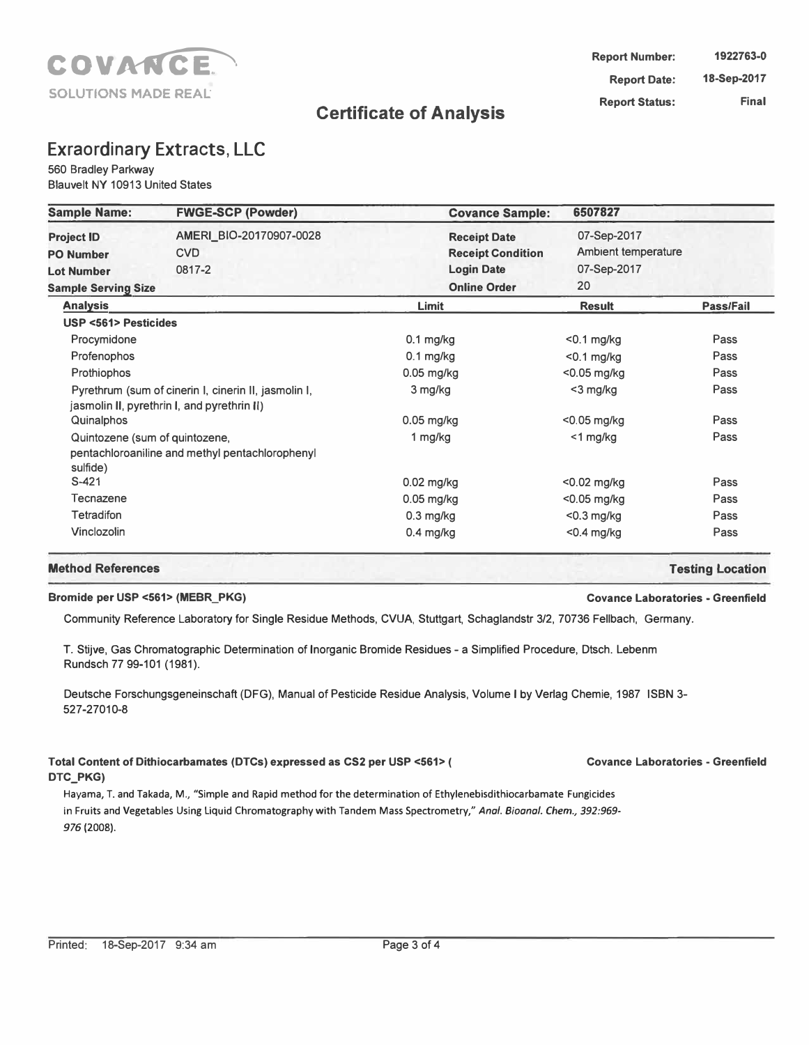COVANCE
SOLUTIONS MADE REAL

| | |
|---|---|
| **Report Number:** | 1922763-0 |
| **Report Date:** | 18-Sep-2017 |
| **Report Status:** | Final |

# Certificate of Analysis

## Exraordinary Extracts, LLC

560 Bradley Parkway
Blauvelt NY 10913 United States

| **Sample Name:** | **FWGE-SCP (Powder)** | **Covance Sample:** | **6507827** |
|---|---|---|---|
| **Project ID** | AMERI_BIO-20170907-0028 | **Receipt Date** | 07-Sep-2017 |
| **PO Number** | CVD | **Receipt Condition** | Ambient temperature |
| **Lot Number** | 0817-2 | **Login Date** | 07-Sep-2017 |
| **Sample Serving Size** | | **Online Order** | 20 |

| Analysis | Limit | Result | Pass/Fail |
|---|---|---|---|
| **USP <561> Pesticides** | | | |
| Procymidone | 0.1 mg/kg | <0.1 mg/kg | Pass |
| Profenophos | 0.1 mg/kg | <0.1 mg/kg | Pass |
| Prothiophos | 0.05 mg/kg | <0.05 mg/kg | Pass |
| Pyrethrum (sum of cinerin I, cinerin II, jasmolin I, jasmolin II, pyrethrin I, and pyrethrin II) | 3 mg/kg | <3 mg/kg | Pass |
| Quinalphos | 0.05 mg/kg | <0.05 mg/kg | Pass |
| Quintozene (sum of quintozene, pentachloroaniline and methyl pentachlorophenyl sulfide) | 1 mg/kg | <1 mg/kg | Pass |
| S-421 | 0.02 mg/kg | <0.02 mg/kg | Pass |
| Tecnazene | 0.05 mg/kg | <0.05 mg/kg | Pass |
| Tetradifon | 0.3 mg/kg | <0.3 mg/kg | Pass |
| Vinclozolin | 0.4 mg/kg | <0.4 mg/kg | Pass |

| **Method References** | **Testing Location** |
|---|---|

**Bromide per USP <561> (MEBR_PKG)** — **Covance Laboratories - Greenfield**

Community Reference Laboratory for Single Residue Methods, CVUA, Stuttgart, Schaglandstr 3/2, 70736 Fellbach, Germany.

T. Stijve, Gas Chromatographic Determination of Inorganic Bromide Residues - a Simplified Procedure, Dtsch. Lebenm Rundsch 77 99-101 (1981).

Deutsche Forschungsgeneinschaft (DFG), Manual of Pesticide Residue Analysis, Volume I by Verlag Chemie, 1987 ISBN 3-527-27010-8

**Total Content of Dithiocarbamates (DTCs) expressed as CS2 per USP <561> (DTC_PKG)** — **Covance Laboratories - Greenfield**

Hayama, T. and Takada, M., "Simple and Rapid method for the determination of Ethylenebisdithiocarbamate Fungicides in Fruits and Vegetables Using Liquid Chromatography with Tandem Mass Spectrometry," *Anal. Bioanal. Chem., 392:969-976* (2008).

Printed: 18-Sep-2017 9:34 am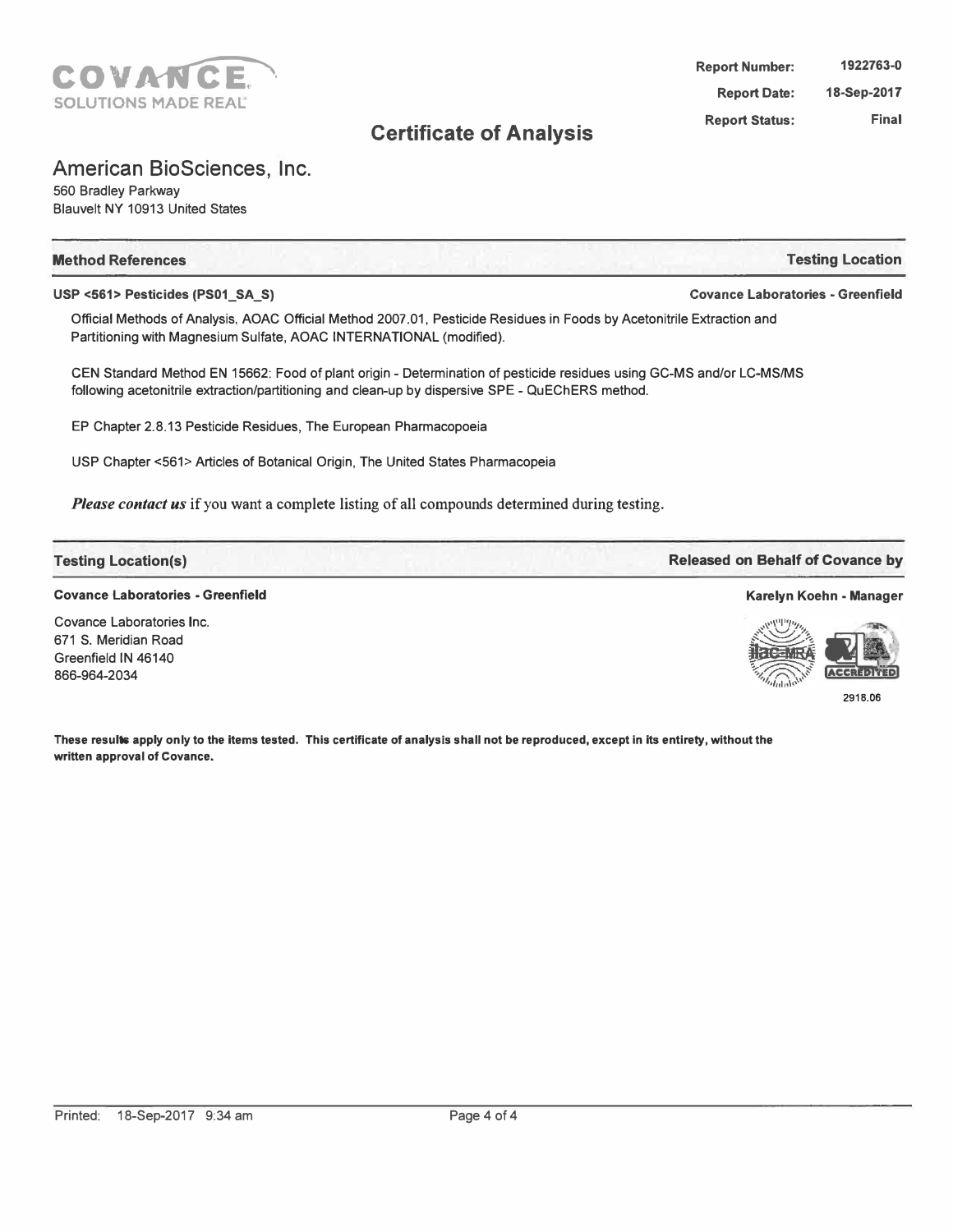COVANCE
SOLUTIONS MADE REAL

**Report Number:** 1922763-0
**Report Date:** 18-Sep-2017
**Report Status:** Final

# Certificate of Analysis

## American BioSciences, Inc.

560 Bradley Parkway
Blauvelt NY 10913 United States

| **Method References** | **Testing Location** |
| --- | --- |
| **USP <561> Pesticides (PS01_SA_S)** | **Covance Laboratories - Greenfield** |

Official Methods of Analysis, AOAC Official Method 2007.01, Pesticide Residues in Foods by Acetonitrile Extraction and Partitioning with Magnesium Sulfate, AOAC INTERNATIONAL (modified).

CEN Standard Method EN 15662: Food of plant origin - Determination of pesticide residues using GC-MS and/or LC-MS/MS following acetonitrile extraction/partitioning and clean-up by dispersive SPE - QuEChERS method.

EP Chapter 2.8.13 Pesticide Residues, The European Pharmacopoeia

USP Chapter <561> Articles of Botanical Origin, The United States Pharmacopeia

***Please contact us*** if you want a complete listing of all compounds determined during testing.

| **Testing Location(s)** | **Released on Behalf of Covance by** |
| --- | --- |
| **Covance Laboratories - Greenfield** | **Karelyn Koehn - Manager** |

Covance Laboratories Inc.
671 S. Meridian Road
Greenfield IN 46140
866-964-2034

ilac-MRA
ACCREDITED
2918.06

**These results apply only to the items tested. This certificate of analysis shall not be reproduced, except in its entirety, without the written approval of Covance.**

Printed: 18-Sep-2017 9:34 am